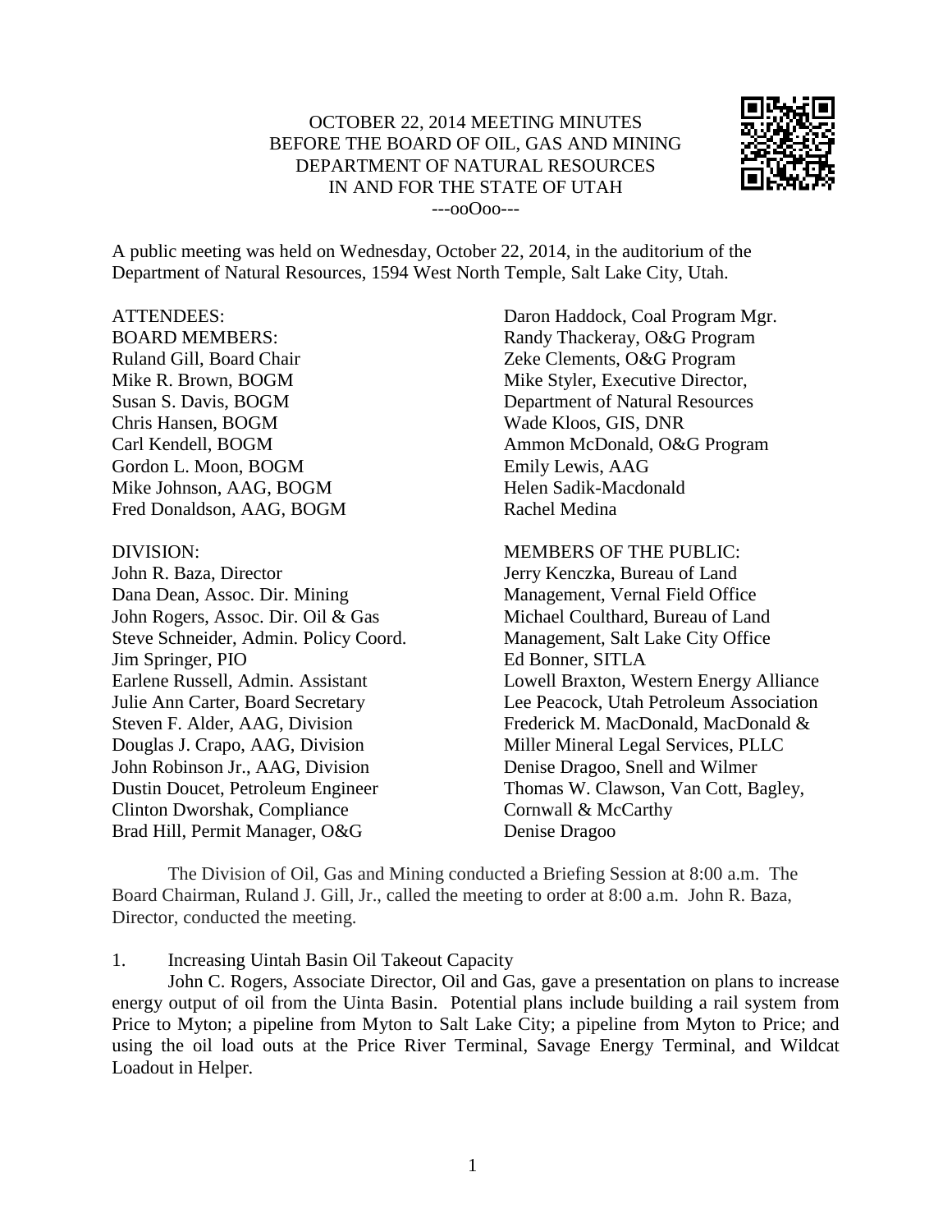OCTOBER 22, 2014 MEETING MINUTES
BEFORE THE BOARD OF OIL, GAS AND MINING
DEPARTMENT OF NATURAL RESOURCES
IN AND FOR THE STATE OF UTAH
---ooOoo---

A public meeting was held on Wednesday, October 22, 2014, in the auditorium of the Department of Natural Resources, 1594 West North Temple, Salt Lake City, Utah.

ATTENDEES:

BOARD MEMBERS:
Ruland Gill, Board Chair
Mike R. Brown, BOGM
Susan S. Davis, BOGM
Chris Hansen, BOGM
Carl Kendell, BOGM
Gordon L. Moon, BOGM
Mike Johnson, AAG, BOGM
Fred Donaldson, AAG, BOGM

DIVISION:
John R. Baza, Director
Dana Dean, Assoc. Dir. Mining
John Rogers, Assoc. Dir. Oil & Gas
Steve Schneider, Admin. Policy Coord.
Jim Springer, PIO
Earlene Russell, Admin. Assistant
Julie Ann Carter, Board Secretary
Steven F. Alder, AAG, Division
Douglas J. Crapo, AAG, Division
John Robinson Jr., AAG, Division
Dustin Doucet, Petroleum Engineer
Clinton Dworshak, Compliance
Brad Hill, Permit Manager, O&G
Daron Haddock, Coal Program Mgr.
Randy Thackeray, O&G Program
Zeke Clements, O&G Program
Mike Styler, Executive Director, Department of Natural Resources
Wade Kloos, GIS, DNR
Ammon McDonald, O&G Program
Emily Lewis, AAG
Helen Sadik-Macdonald
Rachel Medina

MEMBERS OF THE PUBLIC:
Jerry Kenczka, Bureau of Land Management, Vernal Field Office
Michael Coulthard, Bureau of Land Management, Salt Lake City Office
Ed Bonner, SITLA
Lowell Braxton, Western Energy Alliance
Lee Peacock, Utah Petroleum Association
Frederick M. MacDonald, MacDonald & Miller Mineral Legal Services, PLLC
Denise Dragoo, Snell and Wilmer
Thomas W. Clawson, Van Cott, Bagley, Cornwall & McCarthy
Denise Dragoo

The Division of Oil, Gas and Mining conducted a Briefing Session at 8:00 a.m. The Board Chairman, Ruland J. Gill, Jr., called the meeting to order at 8:00 a.m. John R. Baza, Director, conducted the meeting.

1. Increasing Uintah Basin Oil Takeout Capacity

John C. Rogers, Associate Director, Oil and Gas, gave a presentation on plans to increase energy output of oil from the Uinta Basin. Potential plans include building a rail system from Price to Myton; a pipeline from Myton to Salt Lake City; a pipeline from Myton to Price; and using the oil load outs at the Price River Terminal, Savage Energy Terminal, and Wildcat Loadout in Helper.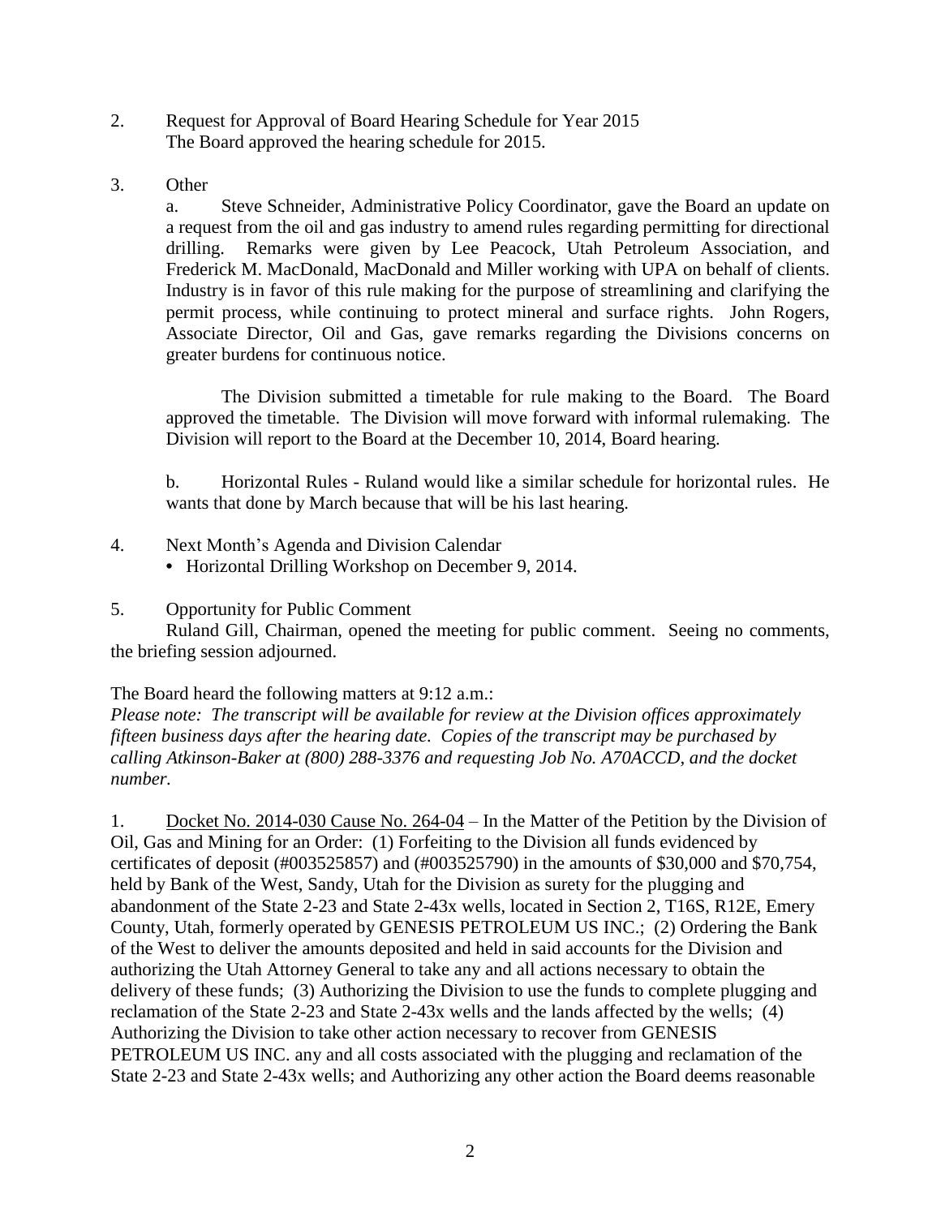2. Request for Approval of Board Hearing Schedule for Year 2015
   The Board approved the hearing schedule for 2015.

3. Other

   a. Steve Schneider, Administrative Policy Coordinator, gave the Board an update on a request from the oil and gas industry to amend rules regarding permitting for directional drilling. Remarks were given by Lee Peacock, Utah Petroleum Association, and Frederick M. MacDonald, MacDonald and Miller working with UPA on behalf of clients. Industry is in favor of this rule making for the purpose of streamlining and clarifying the permit process, while continuing to protect mineral and surface rights. John Rogers, Associate Director, Oil and Gas, gave remarks regarding the Divisions concerns on greater burdens for continuous notice.

   The Division submitted a timetable for rule making to the Board. The Board approved the timetable. The Division will move forward with informal rulemaking. The Division will report to the Board at the December 10, 2014, Board hearing.

   b. Horizontal Rules - Ruland would like a similar schedule for horizontal rules. He wants that done by March because that will be his last hearing.

4. Next Month's Agenda and Division Calendar
   - Horizontal Drilling Workshop on December 9, 2014.

5. Opportunity for Public Comment
   Ruland Gill, Chairman, opened the meeting for public comment. Seeing no comments, the briefing session adjourned.

The Board heard the following matters at 9:12 a.m.:
*Please note: The transcript will be available for review at the Division offices approximately fifteen business days after the hearing date. Copies of the transcript may be purchased by calling Atkinson-Baker at (800) 288-3376 and requesting Job No. A70ACCD, and the docket number.*

1. Docket No. 2014-030 Cause No. 264-04 – In the Matter of the Petition by the Division of Oil, Gas and Mining for an Order: (1) Forfeiting to the Division all funds evidenced by certificates of deposit (#003525857) and (#003525790) in the amounts of $30,000 and $70,754, held by Bank of the West, Sandy, Utah for the Division as surety for the plugging and abandonment of the State 2-23 and State 2-43x wells, located in Section 2, T16S, R12E, Emery County, Utah, formerly operated by GENESIS PETROLEUM US INC.; (2) Ordering the Bank of the West to deliver the amounts deposited and held in said accounts for the Division and authorizing the Utah Attorney General to take any and all actions necessary to obtain the delivery of these funds; (3) Authorizing the Division to use the funds to complete plugging and reclamation of the State 2-23 and State 2-43x wells and the lands affected by the wells; (4) Authorizing the Division to take other action necessary to recover from GENESIS PETROLEUM US INC. any and all costs associated with the plugging and reclamation of the State 2-23 and State 2-43x wells; and Authorizing any other action the Board deems reasonable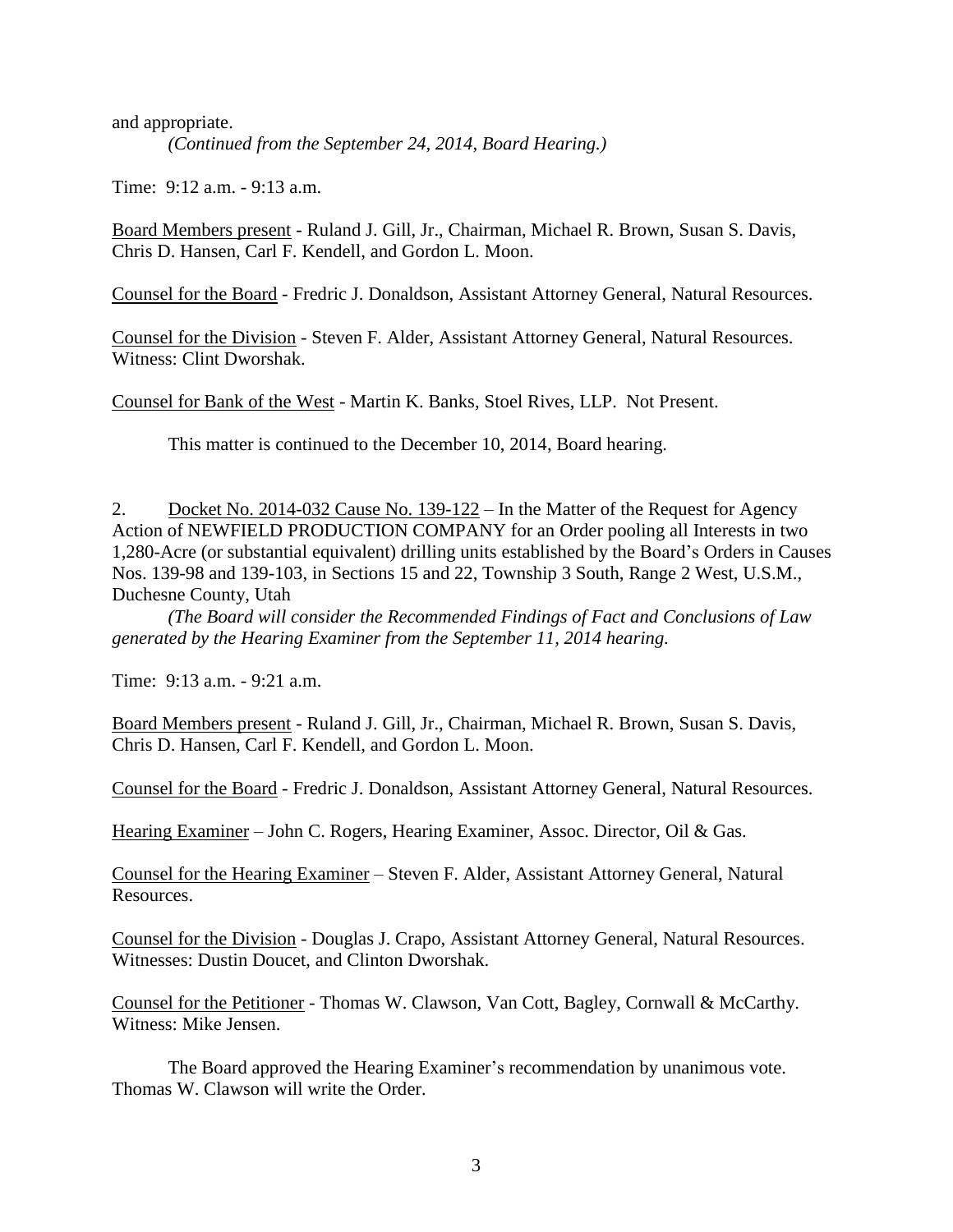and appropriate.

*(Continued from the September 24, 2014, Board Hearing.)*

Time: 9:12 a.m. - 9:13 a.m.

Board Members present - Ruland J. Gill, Jr., Chairman, Michael R. Brown, Susan S. Davis, Chris D. Hansen, Carl F. Kendell, and Gordon L. Moon.

Counsel for the Board - Fredric J. Donaldson, Assistant Attorney General, Natural Resources.

Counsel for the Division - Steven F. Alder, Assistant Attorney General, Natural Resources. Witness: Clint Dworshak.

Counsel for Bank of the West - Martin K. Banks, Stoel Rives, LLP. Not Present.

This matter is continued to the December 10, 2014, Board hearing.

2. Docket No. 2014-032 Cause No. 139-122 – In the Matter of the Request for Agency Action of NEWFIELD PRODUCTION COMPANY for an Order pooling all Interests in two 1,280-Acre (or substantial equivalent) drilling units established by the Board's Orders in Causes Nos. 139-98 and 139-103, in Sections 15 and 22, Township 3 South, Range 2 West, U.S.M., Duchesne County, Utah

*(The Board will consider the Recommended Findings of Fact and Conclusions of Law generated by the Hearing Examiner from the September 11, 2014 hearing.*

Time: 9:13 a.m. - 9:21 a.m.

Board Members present - Ruland J. Gill, Jr., Chairman, Michael R. Brown, Susan S. Davis, Chris D. Hansen, Carl F. Kendell, and Gordon L. Moon.

Counsel for the Board - Fredric J. Donaldson, Assistant Attorney General, Natural Resources.

Hearing Examiner – John C. Rogers, Hearing Examiner, Assoc. Director, Oil & Gas.

Counsel for the Hearing Examiner – Steven F. Alder, Assistant Attorney General, Natural Resources.

Counsel for the Division - Douglas J. Crapo, Assistant Attorney General, Natural Resources. Witnesses: Dustin Doucet, and Clinton Dworshak.

Counsel for the Petitioner - Thomas W. Clawson, Van Cott, Bagley, Cornwall & McCarthy. Witness: Mike Jensen.

The Board approved the Hearing Examiner's recommendation by unanimous vote. Thomas W. Clawson will write the Order.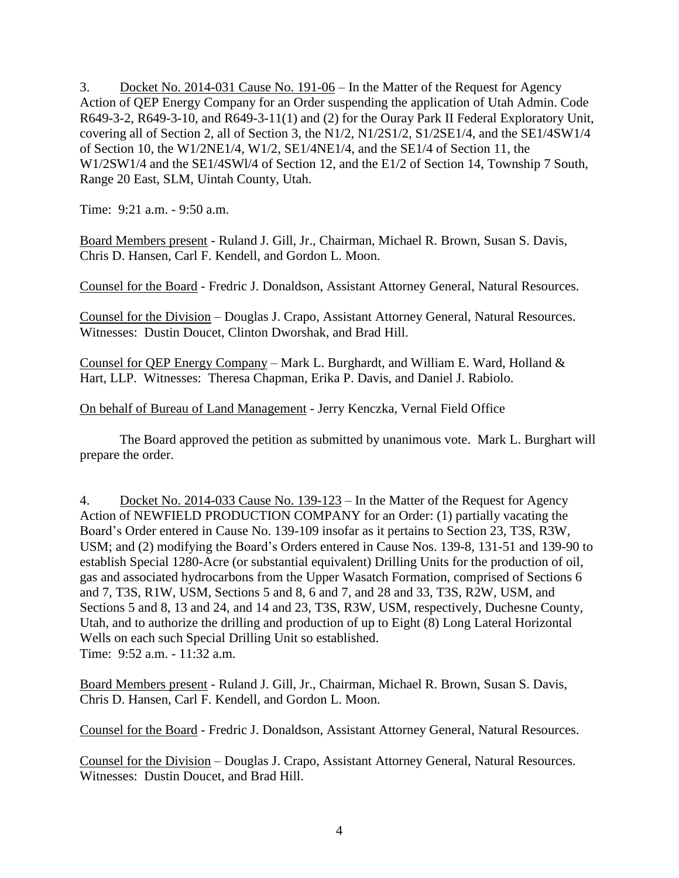3. Docket No. 2014-031 Cause No. 191-06 – In the Matter of the Request for Agency Action of QEP Energy Company for an Order suspending the application of Utah Admin. Code R649-3-2, R649-3-10, and R649-3-11(1) and (2) for the Ouray Park II Federal Exploratory Unit, covering all of Section 2, all of Section 3, the N1/2, N1/2S1/2, S1/2SE1/4, and the SE1/4SW1/4 of Section 10, the W1/2NE1/4, W1/2, SE1/4NE1/4, and the SE1/4 of Section 11, the W1/2SW1/4 and the SE1/4SWl/4 of Section 12, and the E1/2 of Section 14, Township 7 South, Range 20 East, SLM, Uintah County, Utah.

Time: 9:21 a.m. - 9:50 a.m.

Board Members present - Ruland J. Gill, Jr., Chairman, Michael R. Brown, Susan S. Davis, Chris D. Hansen, Carl F. Kendell, and Gordon L. Moon.

Counsel for the Board - Fredric J. Donaldson, Assistant Attorney General, Natural Resources.

Counsel for the Division – Douglas J. Crapo, Assistant Attorney General, Natural Resources. Witnesses: Dustin Doucet, Clinton Dworshak, and Brad Hill.

Counsel for QEP Energy Company – Mark L. Burghardt, and William E. Ward, Holland & Hart, LLP. Witnesses: Theresa Chapman, Erika P. Davis, and Daniel J. Rabiolo.

On behalf of Bureau of Land Management - Jerry Kenczka, Vernal Field Office

The Board approved the petition as submitted by unanimous vote. Mark L. Burghart will prepare the order.

4. Docket No. 2014-033 Cause No. 139-123 – In the Matter of the Request for Agency Action of NEWFIELD PRODUCTION COMPANY for an Order: (1) partially vacating the Board's Order entered in Cause No. 139-109 insofar as it pertains to Section 23, T3S, R3W, USM; and (2) modifying the Board's Orders entered in Cause Nos. 139-8, 131-51 and 139-90 to establish Special 1280-Acre (or substantial equivalent) Drilling Units for the production of oil, gas and associated hydrocarbons from the Upper Wasatch Formation, comprised of Sections 6 and 7, T3S, R1W, USM, Sections 5 and 8, 6 and 7, and 28 and 33, T3S, R2W, USM, and Sections 5 and 8, 13 and 24, and 14 and 23, T3S, R3W, USM, respectively, Duchesne County, Utah, and to authorize the drilling and production of up to Eight (8) Long Lateral Horizontal Wells on each such Special Drilling Unit so established.
Time: 9:52 a.m. - 11:32 a.m.

Board Members present - Ruland J. Gill, Jr., Chairman, Michael R. Brown, Susan S. Davis, Chris D. Hansen, Carl F. Kendell, and Gordon L. Moon.

Counsel for the Board - Fredric J. Donaldson, Assistant Attorney General, Natural Resources.

Counsel for the Division – Douglas J. Crapo, Assistant Attorney General, Natural Resources. Witnesses: Dustin Doucet, and Brad Hill.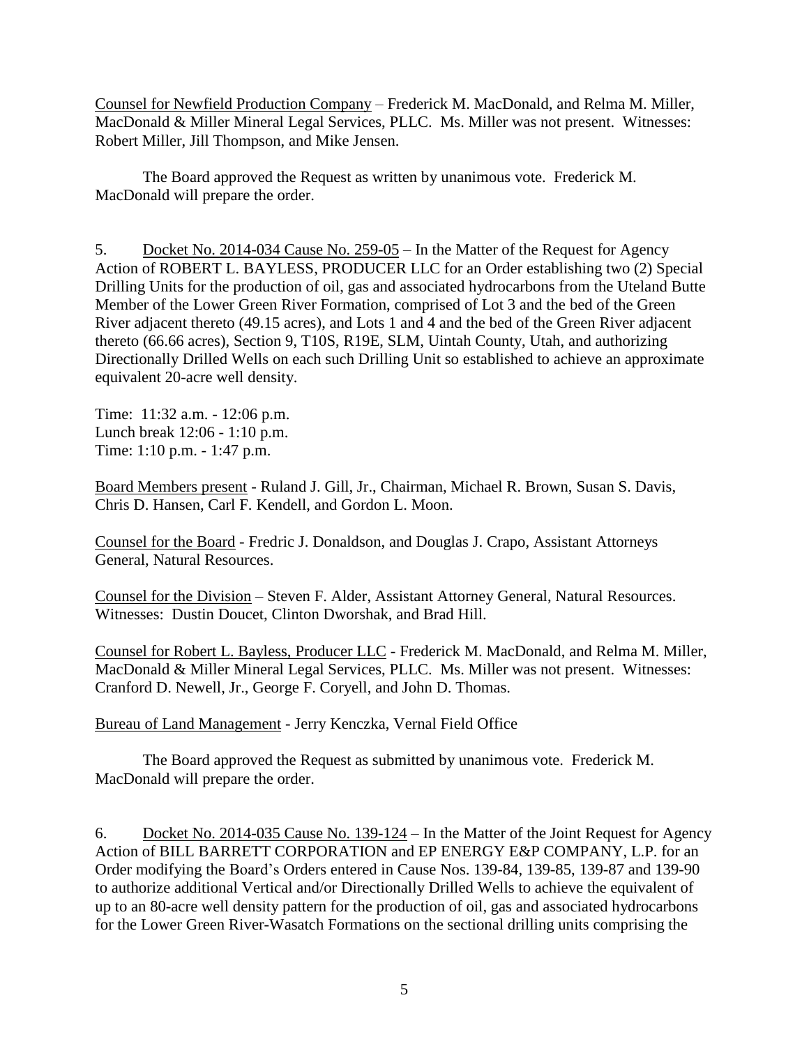Counsel for Newfield Production Company – Frederick M. MacDonald, and Relma M. Miller, MacDonald & Miller Mineral Legal Services, PLLC. Ms. Miller was not present. Witnesses: Robert Miller, Jill Thompson, and Mike Jensen.

The Board approved the Request as written by unanimous vote. Frederick M. MacDonald will prepare the order.

5. Docket No. 2014-034 Cause No. 259-05 – In the Matter of the Request for Agency Action of ROBERT L. BAYLESS, PRODUCER LLC for an Order establishing two (2) Special Drilling Units for the production of oil, gas and associated hydrocarbons from the Uteland Butte Member of the Lower Green River Formation, comprised of Lot 3 and the bed of the Green River adjacent thereto (49.15 acres), and Lots 1 and 4 and the bed of the Green River adjacent thereto (66.66 acres), Section 9, T10S, R19E, SLM, Uintah County, Utah, and authorizing Directionally Drilled Wells on each such Drilling Unit so established to achieve an approximate equivalent 20-acre well density.

Time: 11:32 a.m. - 12:06 p.m.
Lunch break 12:06 - 1:10 p.m.
Time: 1:10 p.m. - 1:47 p.m.

Board Members present - Ruland J. Gill, Jr., Chairman, Michael R. Brown, Susan S. Davis, Chris D. Hansen, Carl F. Kendell, and Gordon L. Moon.

Counsel for the Board - Fredric J. Donaldson, and Douglas J. Crapo, Assistant Attorneys General, Natural Resources.

Counsel for the Division – Steven F. Alder, Assistant Attorney General, Natural Resources. Witnesses: Dustin Doucet, Clinton Dworshak, and Brad Hill.

Counsel for Robert L. Bayless, Producer LLC - Frederick M. MacDonald, and Relma M. Miller, MacDonald & Miller Mineral Legal Services, PLLC. Ms. Miller was not present. Witnesses: Cranford D. Newell, Jr., George F. Coryell, and John D. Thomas.

Bureau of Land Management - Jerry Kenczka, Vernal Field Office

The Board approved the Request as submitted by unanimous vote. Frederick M. MacDonald will prepare the order.

6. Docket No. 2014-035 Cause No. 139-124 – In the Matter of the Joint Request for Agency Action of BILL BARRETT CORPORATION and EP ENERGY E&P COMPANY, L.P. for an Order modifying the Board's Orders entered in Cause Nos. 139-84, 139-85, 139-87 and 139-90 to authorize additional Vertical and/or Directionally Drilled Wells to achieve the equivalent of up to an 80-acre well density pattern for the production of oil, gas and associated hydrocarbons for the Lower Green River-Wasatch Formations on the sectional drilling units comprising the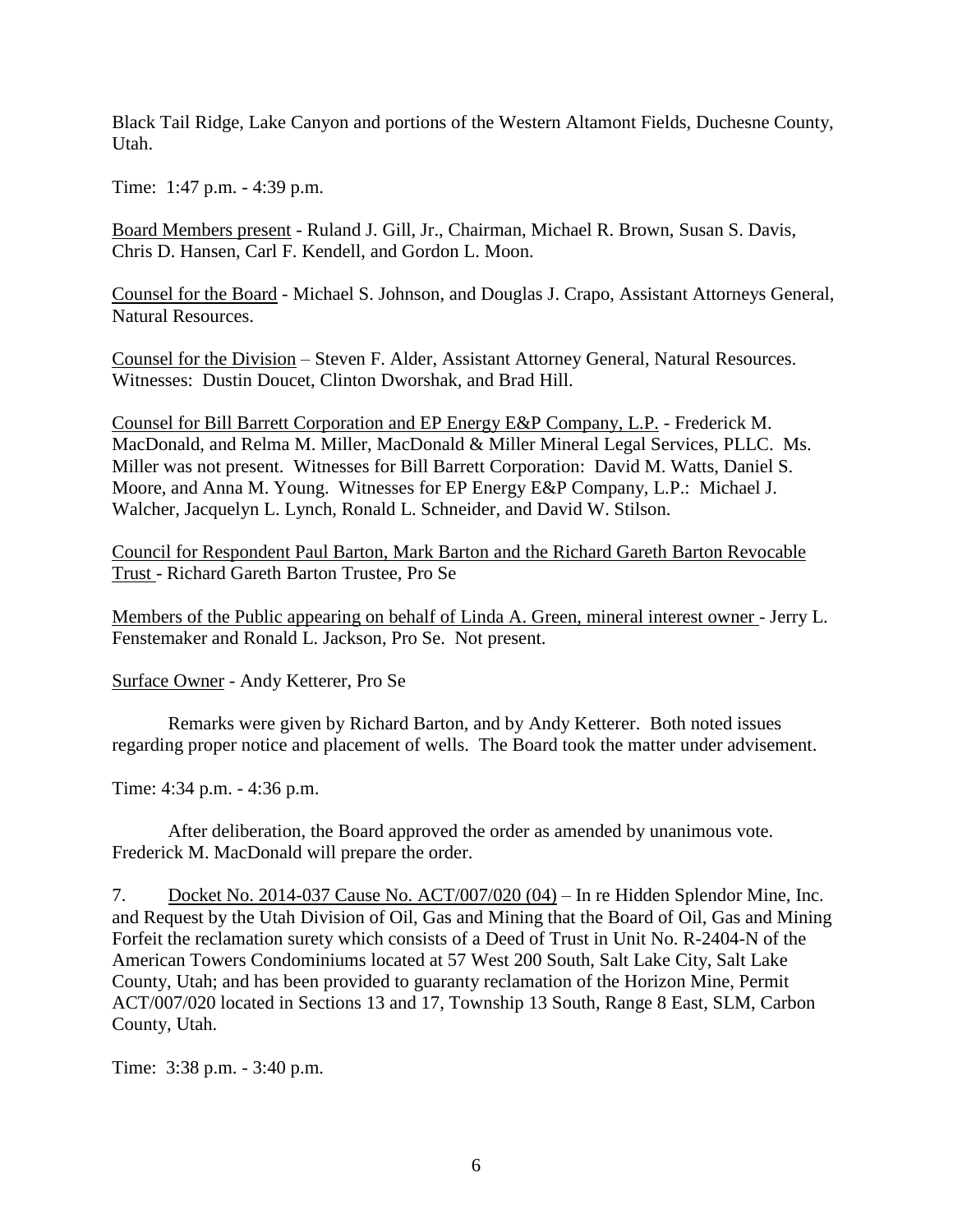Black Tail Ridge, Lake Canyon and portions of the Western Altamont Fields, Duchesne County, Utah.

Time: 1:47 p.m. - 4:39 p.m.

<u>Board Members present</u> - Ruland J. Gill, Jr., Chairman, Michael R. Brown, Susan S. Davis, Chris D. Hansen, Carl F. Kendell, and Gordon L. Moon.

<u>Counsel for the Board</u> - Michael S. Johnson, and Douglas J. Crapo, Assistant Attorneys General, Natural Resources.

<u>Counsel for the Division</u> – Steven F. Alder, Assistant Attorney General, Natural Resources. Witnesses: Dustin Doucet, Clinton Dworshak, and Brad Hill.

<u>Counsel for Bill Barrett Corporation and EP Energy E&P Company, L.P.</u> - Frederick M. MacDonald, and Relma M. Miller, MacDonald & Miller Mineral Legal Services, PLLC. Ms. Miller was not present. Witnesses for Bill Barrett Corporation: David M. Watts, Daniel S. Moore, and Anna M. Young. Witnesses for EP Energy E&P Company, L.P.: Michael J. Walcher, Jacquelyn L. Lynch, Ronald L. Schneider, and David W. Stilson.

<u>Council for Respondent Paul Barton, Mark Barton and the Richard Gareth Barton Revocable Trust</u> - Richard Gareth Barton Trustee, Pro Se

<u>Members of the Public appearing on behalf of Linda A. Green, mineral interest owner</u> - Jerry L. Fenstemaker and Ronald L. Jackson, Pro Se. Not present.

<u>Surface Owner</u> - Andy Ketterer, Pro Se

Remarks were given by Richard Barton, and by Andy Ketterer. Both noted issues regarding proper notice and placement of wells. The Board took the matter under advisement.

Time: 4:34 p.m. - 4:36 p.m.

After deliberation, the Board approved the order as amended by unanimous vote. Frederick M. MacDonald will prepare the order.

7. <u>Docket No. 2014-037 Cause No. ACT/007/020 (04)</u> – In re Hidden Splendor Mine, Inc. and Request by the Utah Division of Oil, Gas and Mining that the Board of Oil, Gas and Mining Forfeit the reclamation surety which consists of a Deed of Trust in Unit No. R-2404-N of the American Towers Condominiums located at 57 West 200 South, Salt Lake City, Salt Lake County, Utah; and has been provided to guaranty reclamation of the Horizon Mine, Permit ACT/007/020 located in Sections 13 and 17, Township 13 South, Range 8 East, SLM, Carbon County, Utah.

Time: 3:38 p.m. - 3:40 p.m.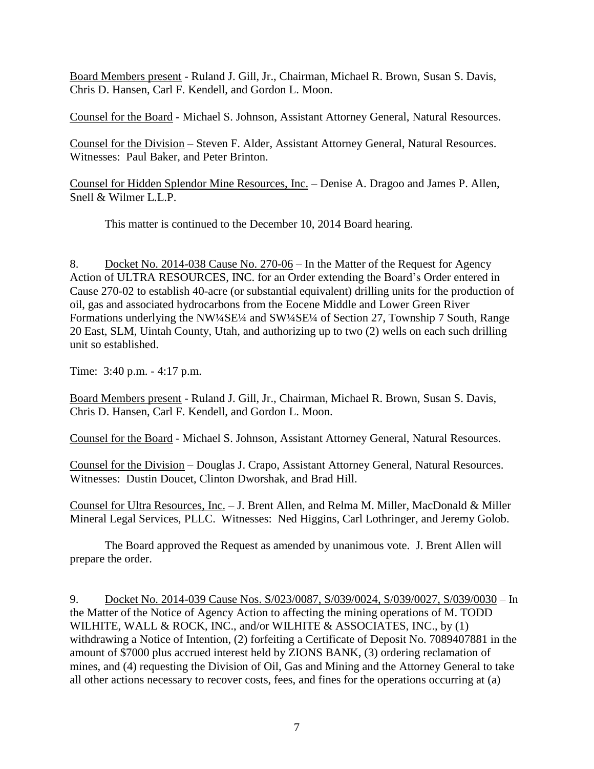Board Members present - Ruland J. Gill, Jr., Chairman, Michael R. Brown, Susan S. Davis, Chris D. Hansen, Carl F. Kendell, and Gordon L. Moon.

Counsel for the Board - Michael S. Johnson, Assistant Attorney General, Natural Resources.

Counsel for the Division – Steven F. Alder, Assistant Attorney General, Natural Resources. Witnesses: Paul Baker, and Peter Brinton.

Counsel for Hidden Splendor Mine Resources, Inc. – Denise A. Dragoo and James P. Allen, Snell & Wilmer L.L.P.

This matter is continued to the December 10, 2014 Board hearing.

8. Docket No. 2014-038 Cause No. 270-06 – In the Matter of the Request for Agency Action of ULTRA RESOURCES, INC. for an Order extending the Board's Order entered in Cause 270-02 to establish 40-acre (or substantial equivalent) drilling units for the production of oil, gas and associated hydrocarbons from the Eocene Middle and Lower Green River Formations underlying the NW¼SE¼ and SW¼SE¼ of Section 27, Township 7 South, Range 20 East, SLM, Uintah County, Utah, and authorizing up to two (2) wells on each such drilling unit so established.

Time: 3:40 p.m. - 4:17 p.m.

Board Members present - Ruland J. Gill, Jr., Chairman, Michael R. Brown, Susan S. Davis, Chris D. Hansen, Carl F. Kendell, and Gordon L. Moon.

Counsel for the Board - Michael S. Johnson, Assistant Attorney General, Natural Resources.

Counsel for the Division – Douglas J. Crapo, Assistant Attorney General, Natural Resources. Witnesses: Dustin Doucet, Clinton Dworshak, and Brad Hill.

Counsel for Ultra Resources, Inc. – J. Brent Allen, and Relma M. Miller, MacDonald & Miller Mineral Legal Services, PLLC. Witnesses: Ned Higgins, Carl Lothringer, and Jeremy Golob.

The Board approved the Request as amended by unanimous vote. J. Brent Allen will prepare the order.

9. Docket No. 2014-039 Cause Nos. S/023/0087, S/039/0024, S/039/0027, S/039/0030 – In the Matter of the Notice of Agency Action to affecting the mining operations of M. TODD WILHITE, WALL & ROCK, INC., and/or WILHITE & ASSOCIATES, INC., by (1) withdrawing a Notice of Intention, (2) forfeiting a Certificate of Deposit No. 7089407881 in the amount of $7000 plus accrued interest held by ZIONS BANK, (3) ordering reclamation of mines, and (4) requesting the Division of Oil, Gas and Mining and the Attorney General to take all other actions necessary to recover costs, fees, and fines for the operations occurring at (a)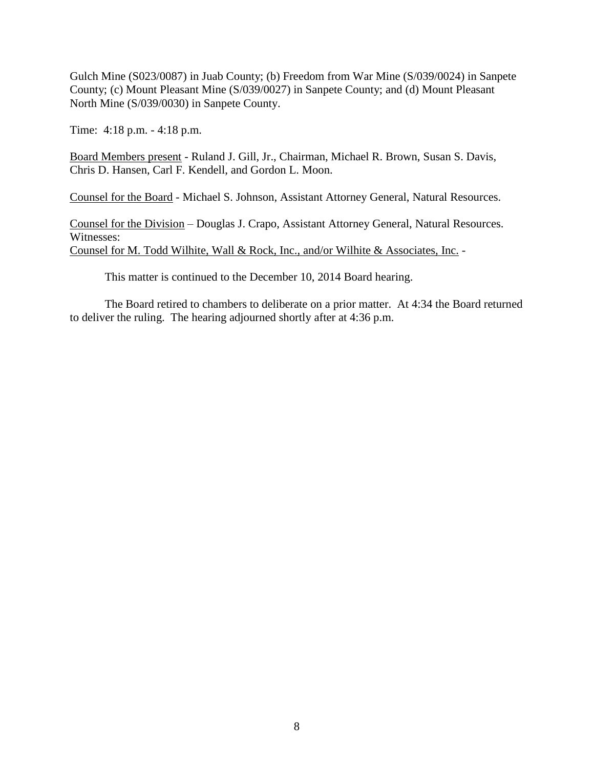Gulch Mine (S023/0087) in Juab County; (b) Freedom from War Mine (S/039/0024) in Sanpete County; (c) Mount Pleasant Mine (S/039/0027) in Sanpete County; and (d) Mount Pleasant North Mine (S/039/0030) in Sanpete County.

Time: 4:18 p.m. - 4:18 p.m.

<u>Board Members present</u> - Ruland J. Gill, Jr., Chairman, Michael R. Brown, Susan S. Davis, Chris D. Hansen, Carl F. Kendell, and Gordon L. Moon.

<u>Counsel for the Board</u> - Michael S. Johnson, Assistant Attorney General, Natural Resources.

<u>Counsel for the Division</u> – Douglas J. Crapo, Assistant Attorney General, Natural Resources.
Witnesses:
<u>Counsel for M. Todd Wilhite, Wall & Rock, Inc., and/or Wilhite & Associates, Inc.</u> -

This matter is continued to the December 10, 2014 Board hearing.

The Board retired to chambers to deliberate on a prior matter. At 4:34 the Board returned to deliver the ruling. The hearing adjourned shortly after at 4:36 p.m.